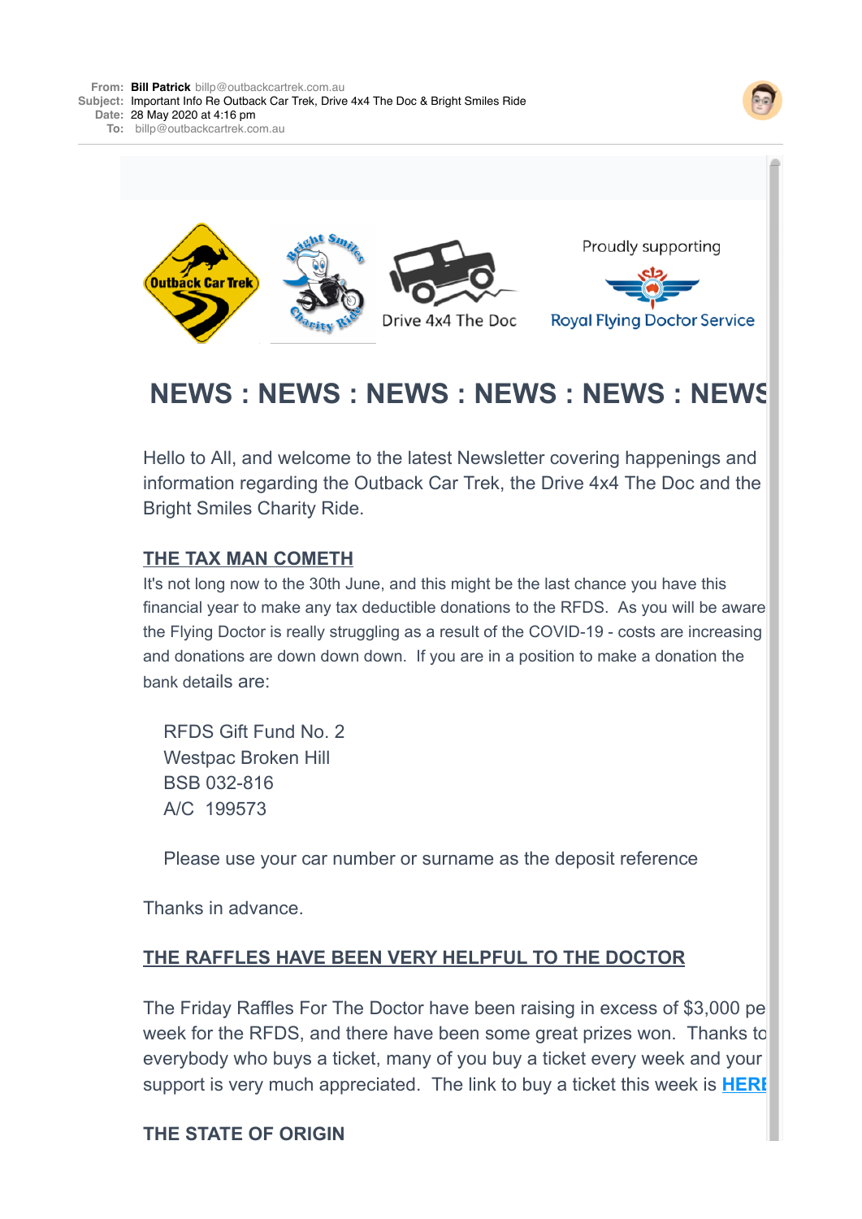**From:** **Bill Patrick** billp@outbackcartrek.com.au
**Subject:** Important Info Re Outback Car Trek, Drive 4x4 The Doc & Bright Smiles Ride
**Date:** 28 May 2020 at 4:16 pm
**To:** billp@outbackcartrek.com.au

Outback Car Trek · Bright Smiles Charity Ride · Drive 4x4 The Doc · Proudly supporting Royal Flying Doctor Service

# NEWS : NEWS : NEWS : NEWS : NEWS : NEWS

Hello to All, and welcome to the latest Newsletter covering happenings and information regarding the Outback Car Trek, the Drive 4x4 The Doc and the Bright Smiles Charity Ride.

## THE TAX MAN COMETH

It's not long now to the 30th June, and this might be the last chance you have this financial year to make any tax deductible donations to the RFDS. As you will be aware the Flying Doctor is really struggling as a result of the COVID-19 - costs are increasing and donations are down down down. If you are in a position to make a donation the bank details are:

RFDS Gift Fund No. 2
Westpac Broken Hill
BSB 032-816
A/C 199573

Please use your car number or surname as the deposit reference

Thanks in advance.

## THE RAFFLES HAVE BEEN VERY HELPFUL TO THE DOCTOR

The Friday Raffles For The Doctor have been raising in excess of $3,000 pe week for the RFDS, and there have been some great prizes won. Thanks to everybody who buys a ticket, many of you buy a ticket every week and your support is very much appreciated. The link to buy a ticket this week is **HERE**

## THE STATE OF ORIGIN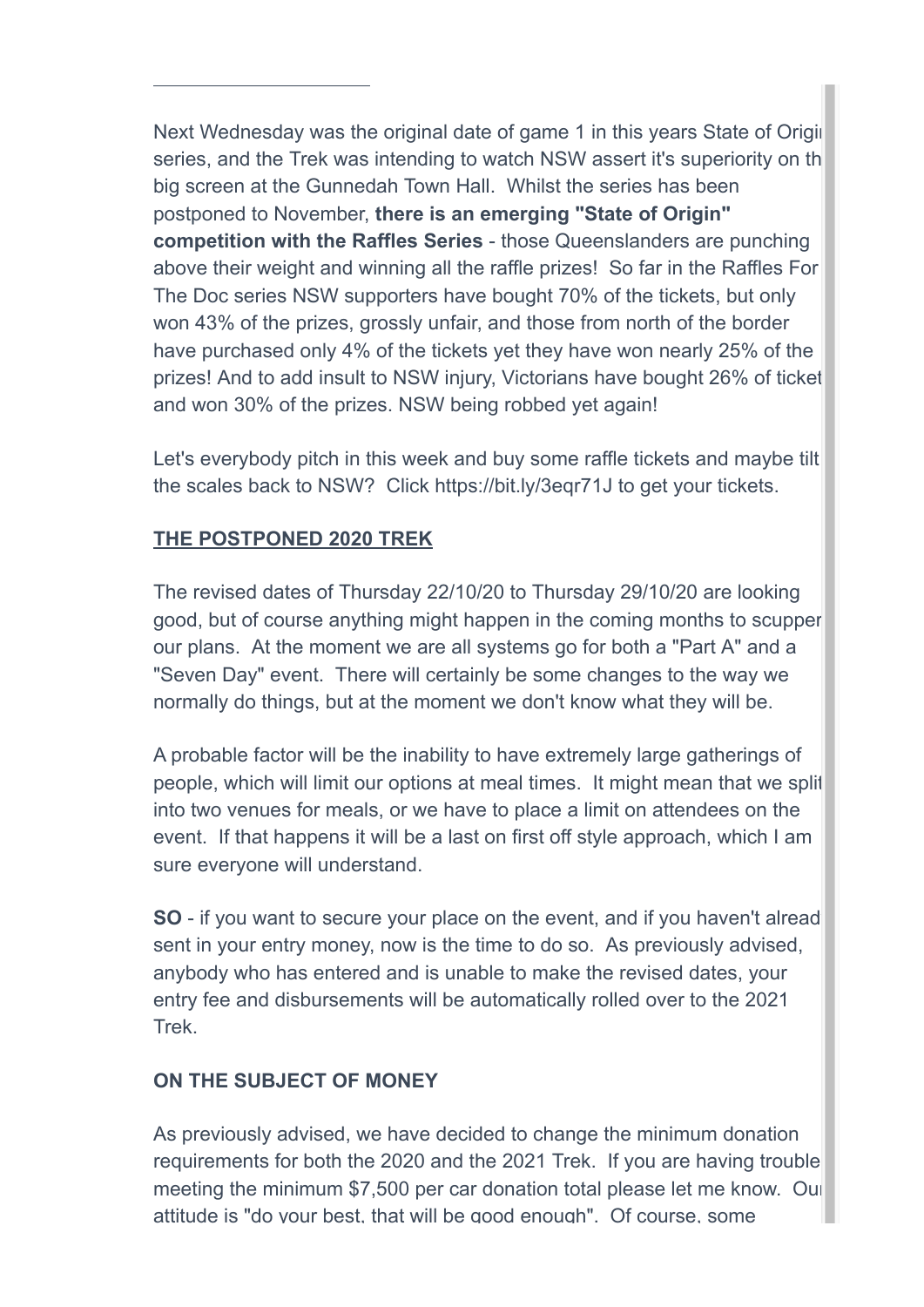---

Next Wednesday was the original date of game 1 in this years State of Origin series, and the Trek was intending to watch NSW assert it's superiority on the big screen at the Gunnedah Town Hall. Whilst the series has been postponed to November, **there is an emerging "State of Origin" competition with the Raffles Series** - those Queenslanders are punching above their weight and winning all the raffle prizes! So far in the Raffles For The Doc series NSW supporters have bought 70% of the tickets, but only won 43% of the prizes, grossly unfair, and those from north of the border have purchased only 4% of the tickets yet they have won nearly 25% of the prizes! And to add insult to NSW injury, Victorians have bought 26% of tickets and won 30% of the prizes. NSW being robbed yet again!

Let's everybody pitch in this week and buy some raffle tickets and maybe tilt the scales back to NSW? Click https://bit.ly/3eqr71J to get your tickets.

**THE POSTPONED 2020 TREK**

The revised dates of Thursday 22/10/20 to Thursday 29/10/20 are looking good, but of course anything might happen in the coming months to scupper our plans. At the moment we are all systems go for both a "Part A" and a "Seven Day" event. There will certainly be some changes to the way we normally do things, but at the moment we don't know what they will be.

A probable factor will be the inability to have extremely large gatherings of people, which will limit our options at meal times. It might mean that we split into two venues for meals, or we have to place a limit on attendees on the event. If that happens it will be a last on first off style approach, which I am sure everyone will understand.

**SO** - if you want to secure your place on the event, and if you haven't already sent in your entry money, now is the time to do so. As previously advised, anybody who has entered and is unable to make the revised dates, your entry fee and disbursements will be automatically rolled over to the 2021 Trek.

**ON THE SUBJECT OF MONEY**

As previously advised, we have decided to change the minimum donation requirements for both the 2020 and the 2021 Trek. If you are having trouble meeting the minimum $7,500 per car donation total please let me know. Our attitude is "do your best, that will be good enough". Of course, some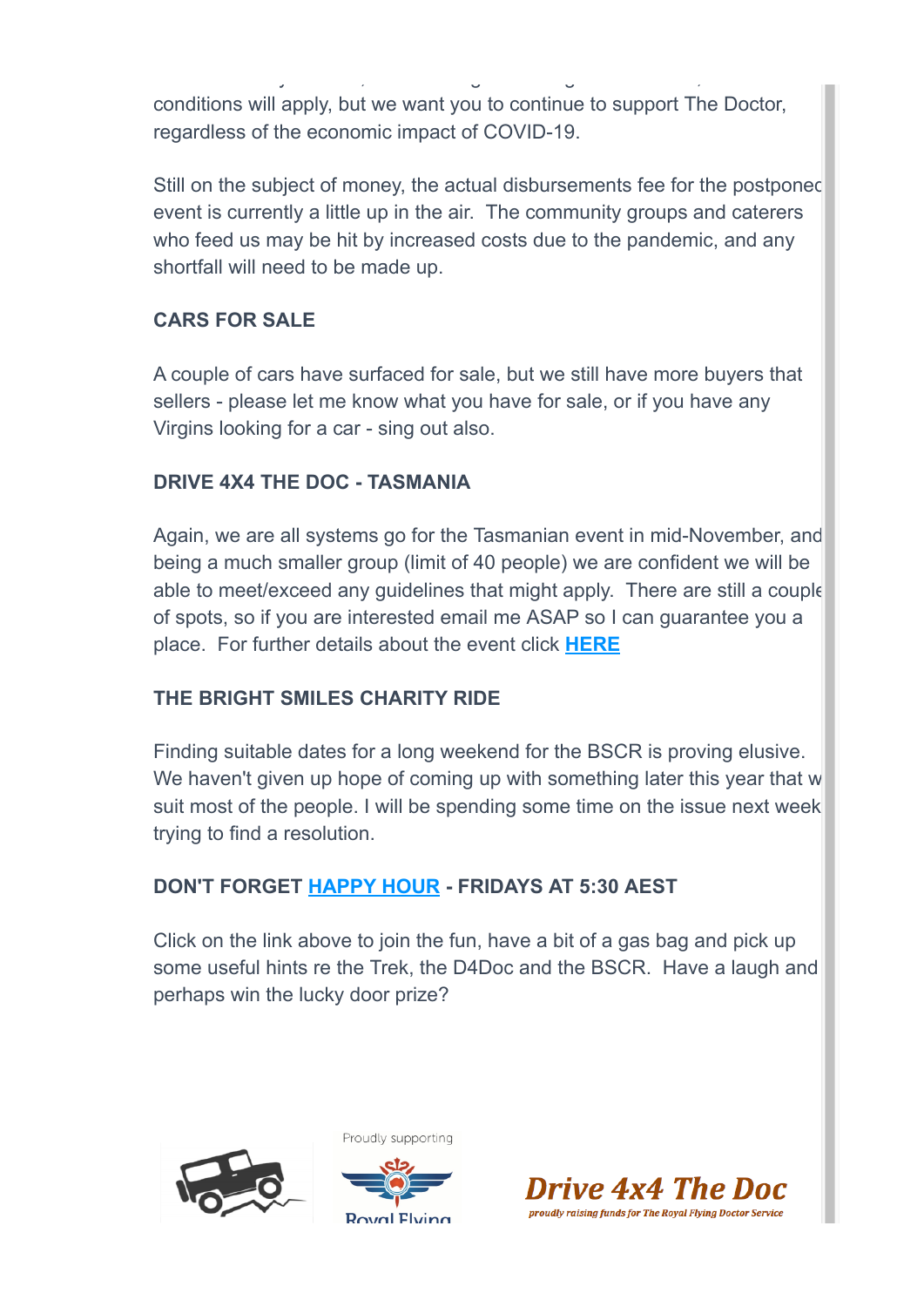conditions will apply, but we want you to continue to support The Doctor, regardless of the economic impact of COVID-19.

Still on the subject of money, the actual disbursements fee for the postponed event is currently a little up in the air. The community groups and caterers who feed us may be hit by increased costs due to the pandemic, and any shortfall will need to be made up.

**CARS FOR SALE**

A couple of cars have surfaced for sale, but we still have more buyers that sellers - please let me know what you have for sale, or if you have any Virgins looking for a car - sing out also.

**DRIVE 4X4 THE DOC - TASMANIA**

Again, we are all systems go for the Tasmanian event in mid-November, and being a much smaller group (limit of 40 people) we are confident we will be able to meet/exceed any guidelines that might apply. There are still a couple of spots, so if you are interested email me ASAP so I can guarantee you a place. For further details about the event click **HERE**

**THE BRIGHT SMILES CHARITY RIDE**

Finding suitable dates for a long weekend for the BSCR is proving elusive. We haven't given up hope of coming up with something later this year that w suit most of the people. I will be spending some time on the issue next week trying to find a resolution.

**DON'T FORGET HAPPY HOUR - FRIDAYS AT 5:30 AEST**

Click on the link above to join the fun, have a bit of a gas bag and pick up some useful hints re the Trek, the D4Doc and the BSCR. Have a laugh and perhaps win the lucky door prize?

Proudly supporting

Royal Flying

Drive 4x4 The Doc

*proudly raising funds for The Royal Flying Doctor Service*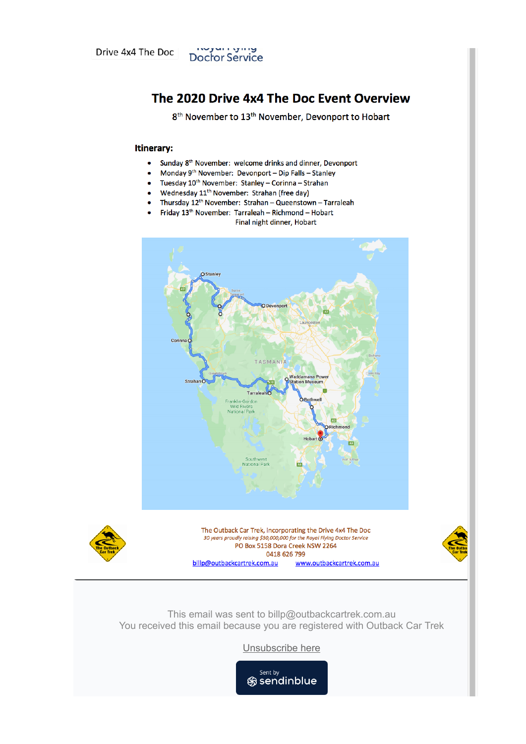Drive 4x4 The Doc

Royal Flying Doctor Service

# The 2020 Drive 4x4 The Doc Event Overview

8th November to 13th November, Devonport to Hobart

## Itinerary:

- Sunday 8th November: welcome drinks and dinner, Devonport
- Monday 9th November: Devonport – Dip Falls – Stanley
- Tuesday 10th November: Stanley – Corinna – Strahan
- Wednesday 11th November: Strahan (free day)
- Thursday 12th November: Strahan – Queenstown – Tarraleah
- Friday 13th November: Tarraleah – Richmond – Hobart
  Final night dinner, Hobart

The Outback Car Trek, incorporating the Drive 4x4 The Doc

*30 years proudly raising $30,000,000 for the Royal Flying Doctor Service*

PO Box 5158 Dora Creek NSW 2264

0418 626 799

billp@outbackcartrek.com.au www.outbackcartrek.com.au

This email was sent to billp@outbackcartrek.com.au

You received this email because you are registered with Outback Car Trek

Unsubscribe here

Sent by sendinblue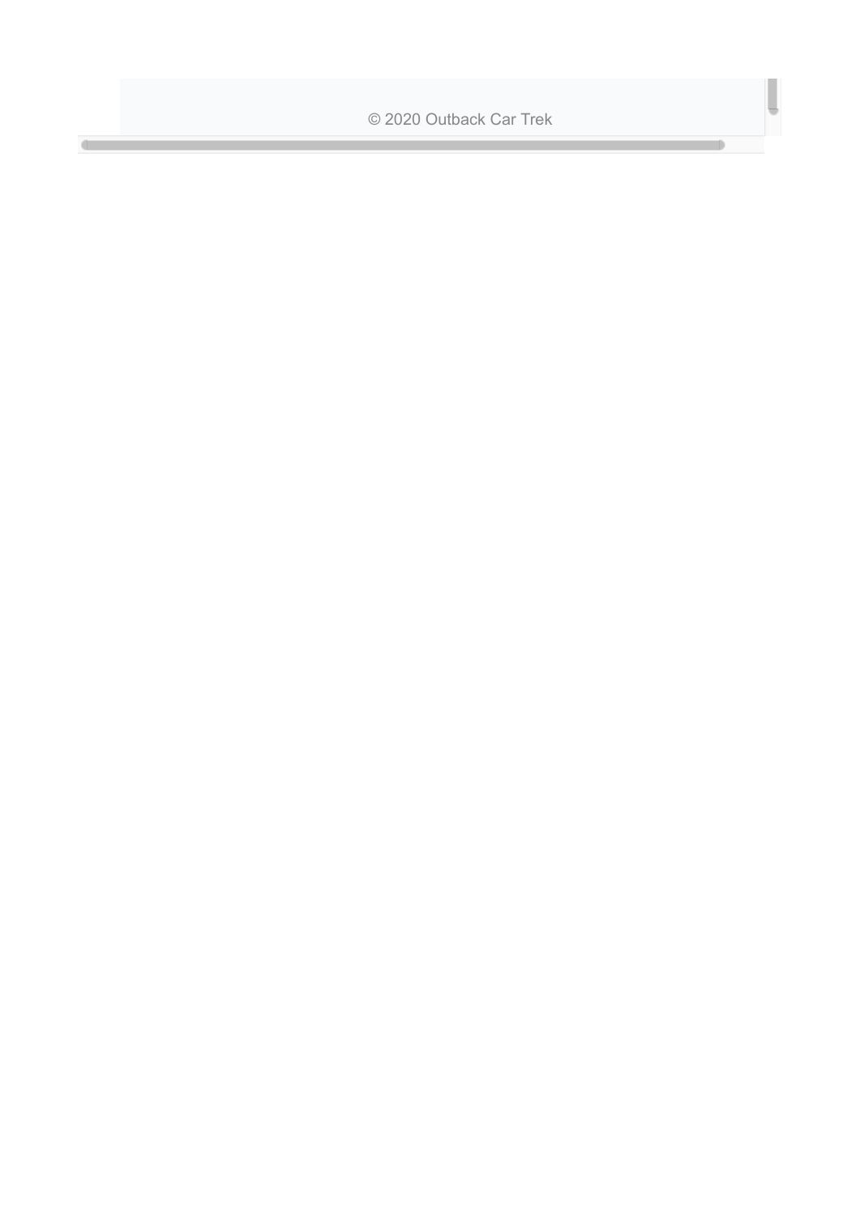© 2020 Outback Car Trek